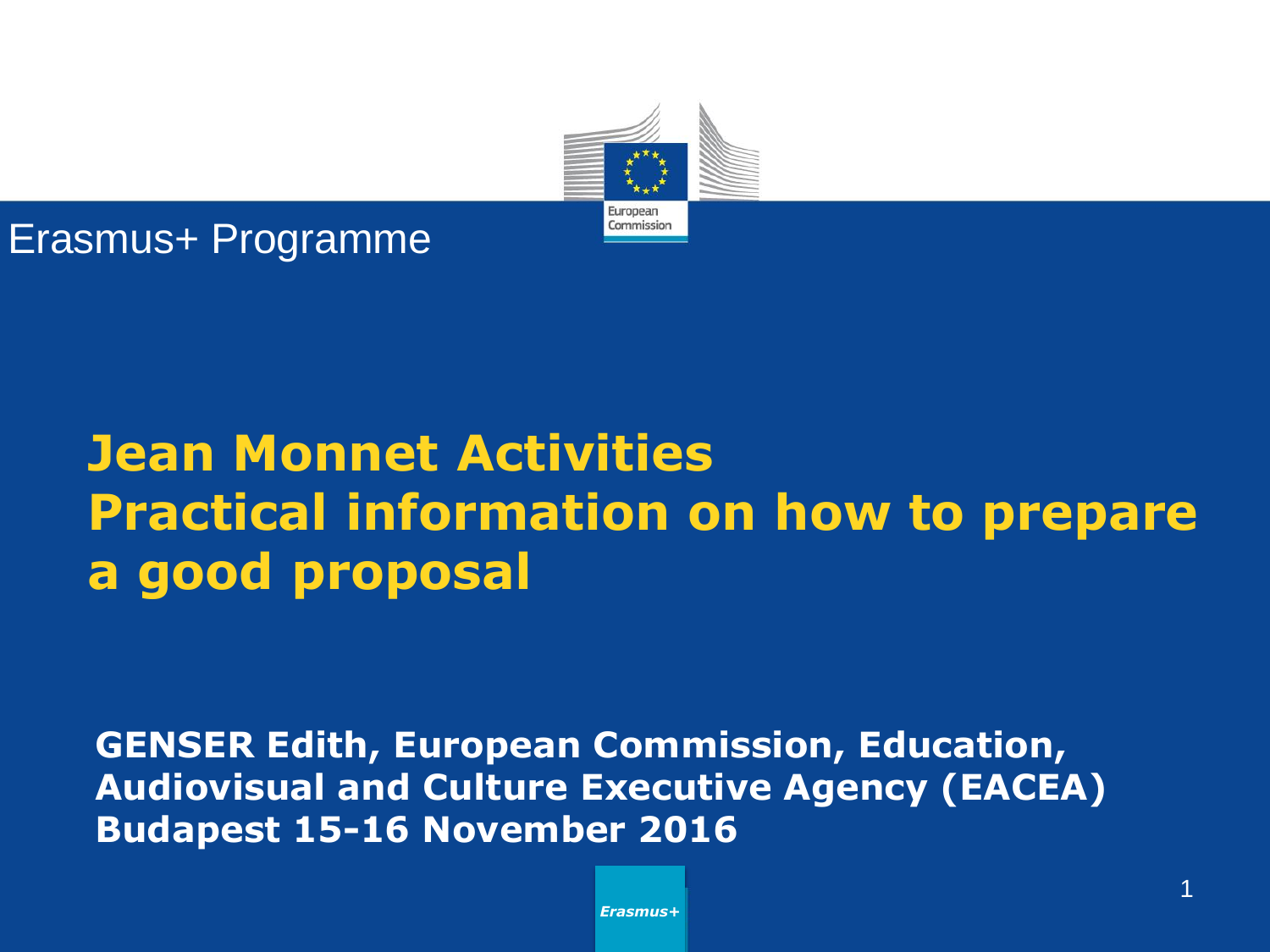Erasmus+ Programme

# Jean Monnet Activities
# Practical information on how to prepare a good proposal

**GENSER Edith, European Commission, Education, Audiovisual and Culture Executive Agency (EACEA)**
**Budapest 15-16 November 2016**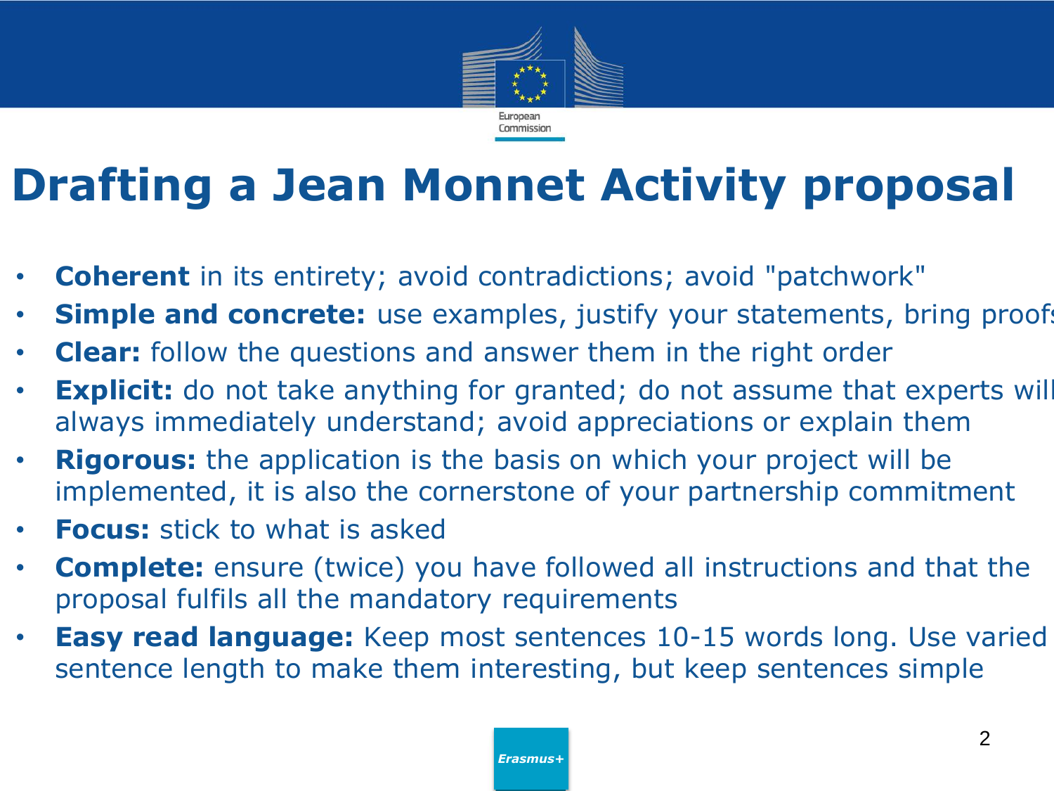# Drafting a Jean Monnet Activity proposal

- **Coherent** in its entirety; avoid contradictions; avoid "patchwork"
- **Simple and concrete:** use examples, justify your statements, bring proofs
- **Clear:** follow the questions and answer them in the right order
- **Explicit:** do not take anything for granted; do not assume that experts will always immediately understand; avoid appreciations or explain them
- **Rigorous:** the application is the basis on which your project will be implemented, it is also the cornerstone of your partnership commitment
- **Focus:** stick to what is asked
- **Complete:** ensure (twice) you have followed all instructions and that the proposal fulfils all the mandatory requirements
- **Easy read language:** Keep most sentences 10-15 words long. Use varied sentence length to make them interesting, but keep sentences simple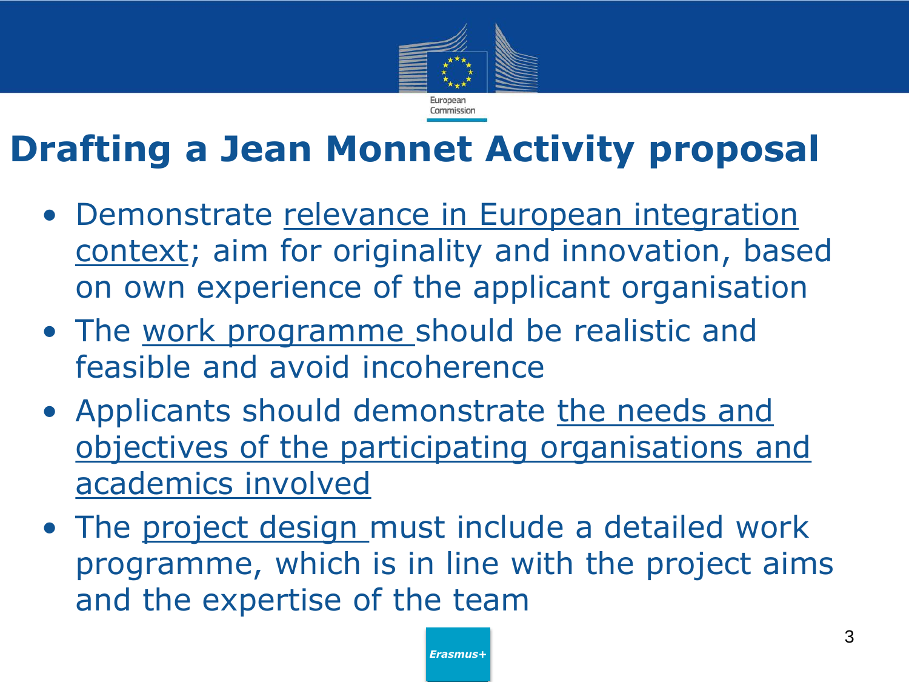# Drafting a Jean Monnet Activity proposal

- Demonstrate relevance in European integration context; aim for originality and innovation, based on own experience of the applicant organisation
- The work programme should be realistic and feasible and avoid incoherence
- Applicants should demonstrate the needs and objectives of the participating organisations and academics involved
- The project design must include a detailed work programme, which is in line with the project aims and the expertise of the team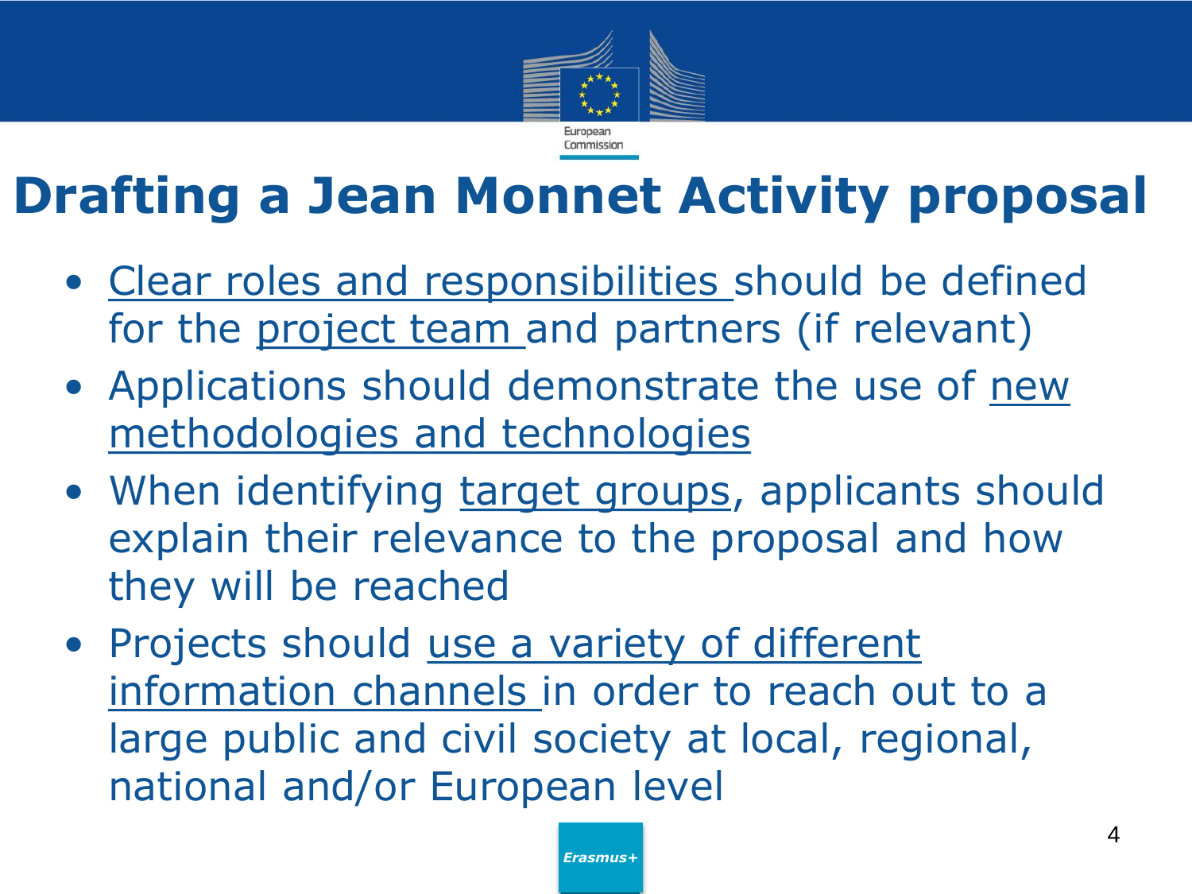# Drafting a Jean Monnet Activity proposal

- Clear roles and responsibilities should be defined for the project team and partners (if relevant)
- Applications should demonstrate the use of new methodologies and technologies
- When identifying target groups, applicants should explain their relevance to the proposal and how they will be reached
- Projects should use a variety of different information channels in order to reach out to a large public and civil society at local, regional, national and/or European level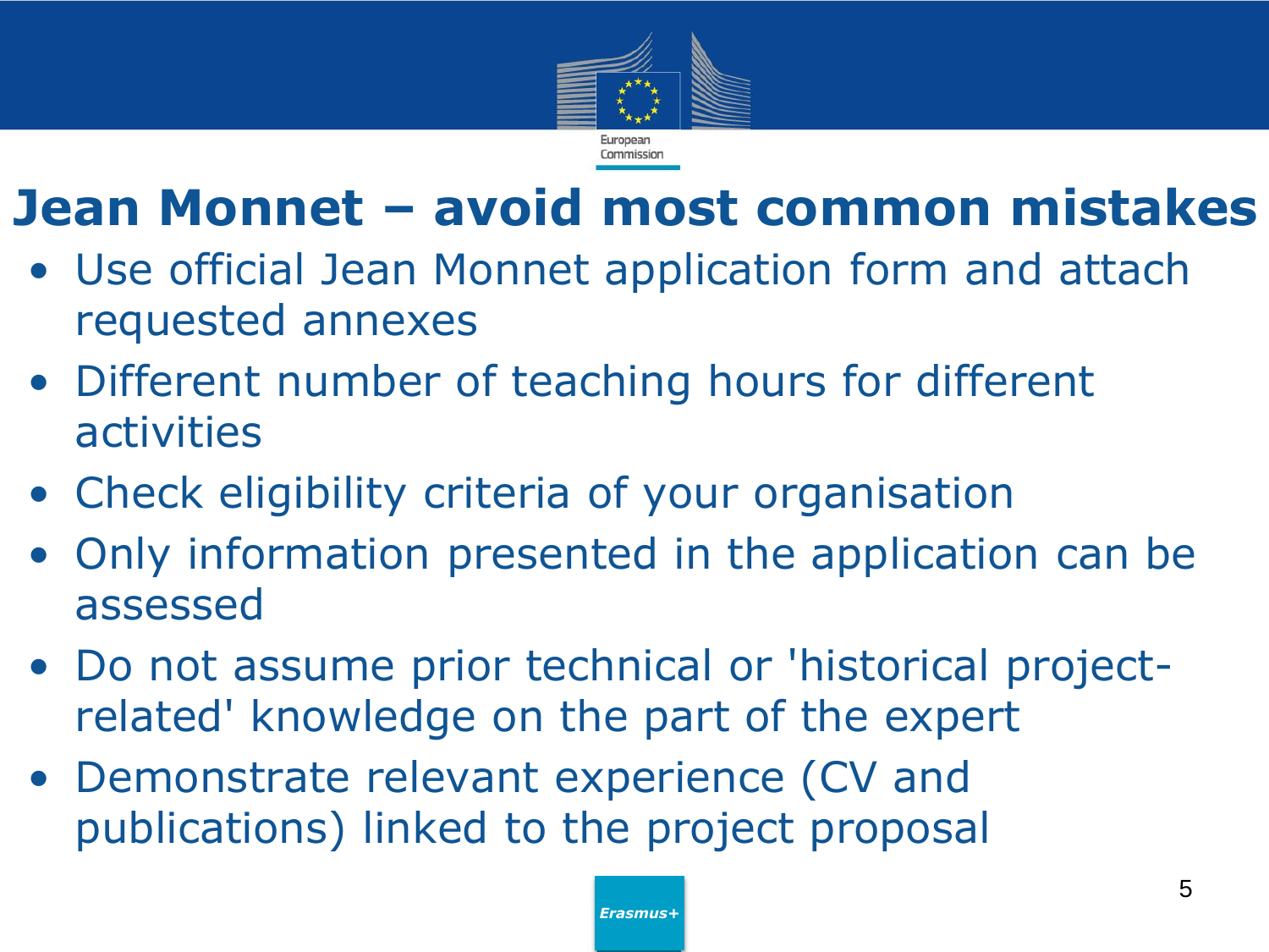# Jean Monnet – avoid most common mistakes

- Use official Jean Monnet application form and attach requested annexes
- Different number of teaching hours for different activities
- Check eligibility criteria of your organisation
- Only information presented in the application can be assessed
- Do not assume prior technical or 'historical project-related' knowledge on the part of the expert
- Demonstrate relevant experience (CV and publications) linked to the project proposal